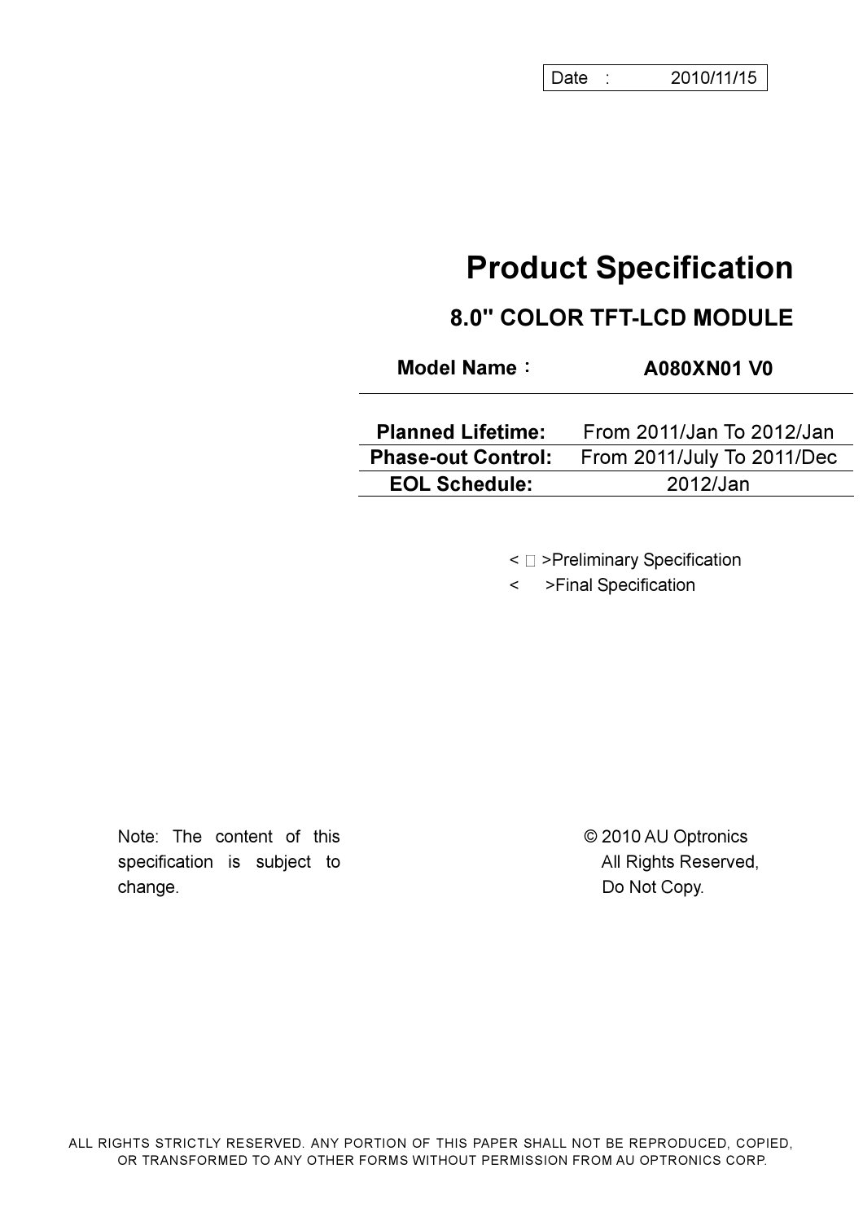Date : 2010/11/15

# Product Specification

## 8.0" COLOR TFT-LCD MODULE

| Model Name： | A080XN01 V0 |
| --- | --- |
| **Planned Lifetime:** | From 2011/Jan To 2012/Jan |
| **Phase-out Control:** | From 2011/July To 2011/Dec |
| **EOL Schedule:** | 2012/Jan |

< □ >Preliminary Specification

< >Final Specification

Note: The content of this specification is subject to change.

© 2010 AU Optronics
All Rights Reserved,
Do Not Copy.

ALL RIGHTS STRICTLY RESERVED. ANY PORTION OF THIS PAPER SHALL NOT BE REPRODUCED, COPIED, OR TRANSFORMED TO ANY OTHER FORMS WITHOUT PERMISSION FROM AU OPTRONICS CORP.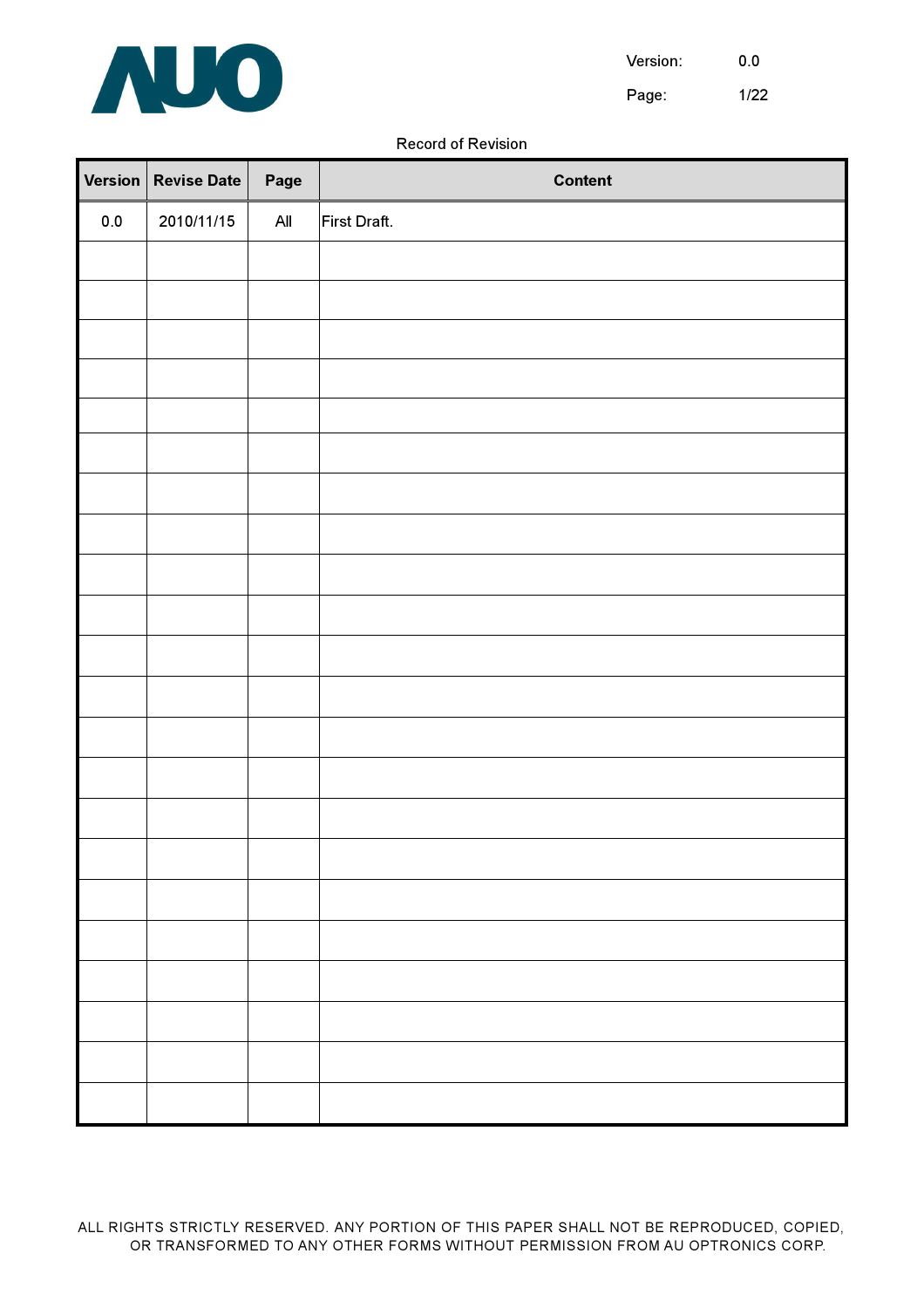Record of Revision

| Version | Revise Date | Page | Content |
|---|---|---|---|
| 0.0 | 2010/11/15 | All | First Draft. |
| | | | |
| | | | |
| | | | |
| | | | |
| | | | |
| | | | |
| | | | |
| | | | |
| | | | |
| | | | |
| | | | |
| | | | |
| | | | |
| | | | |
| | | | |
| | | | |
| | | | |
| | | | |
| | | | |
| | | | |
| | | | |
| | | | |

ALL RIGHTS STRICTLY RESERVED. ANY PORTION OF THIS PAPER SHALL NOT BE REPRODUCED, COPIED, OR TRANSFORMED TO ANY OTHER FORMS WITHOUT PERMISSION FROM AU OPTRONICS CORP.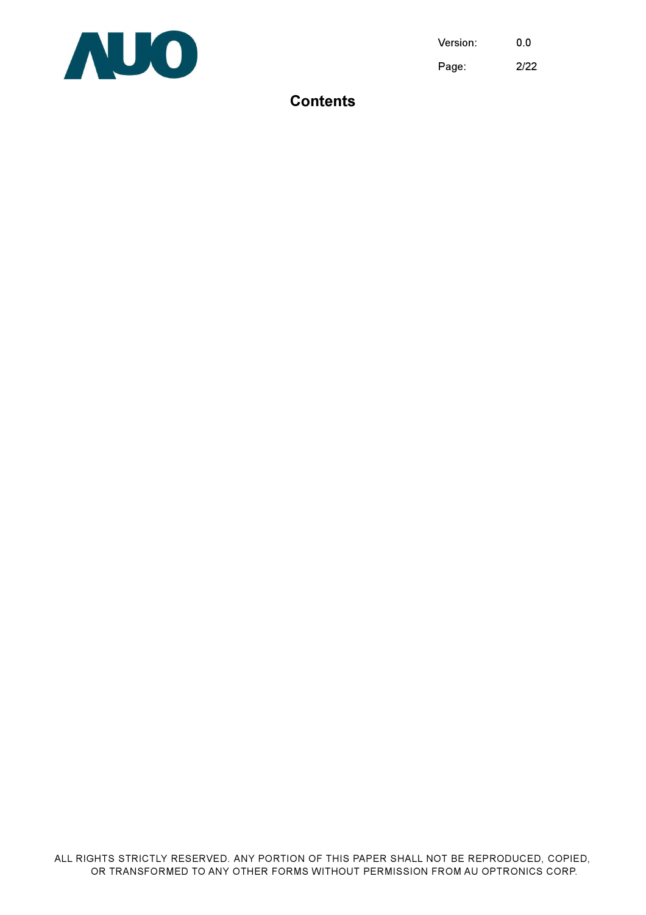# Contents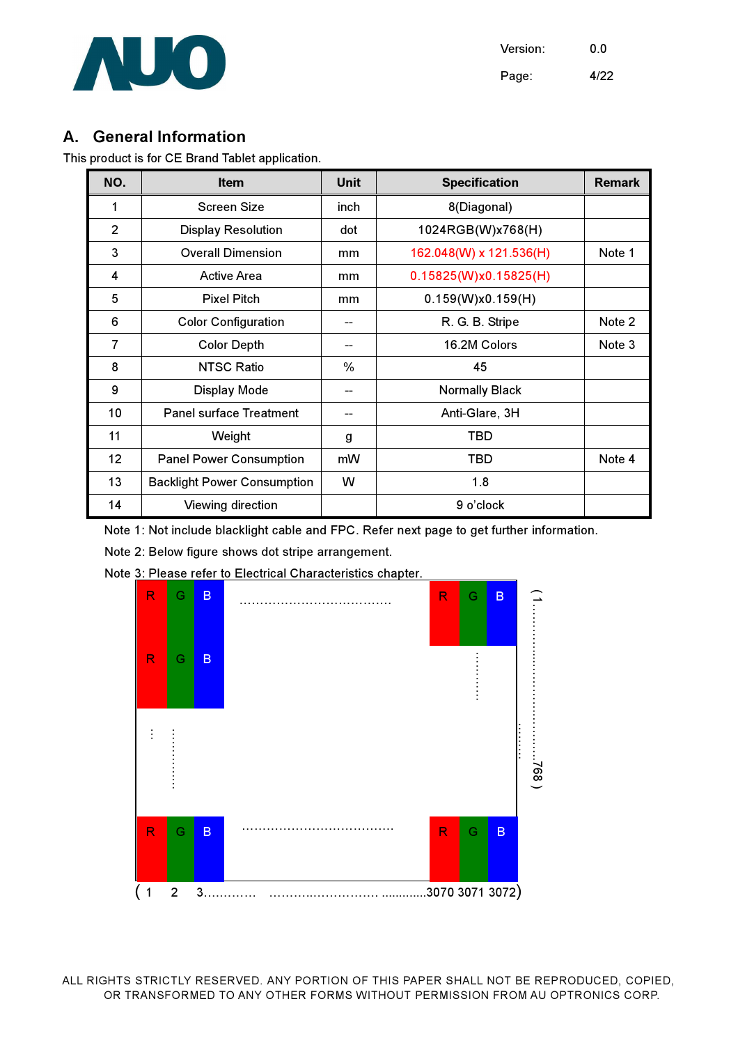## A. General Information

This product is for CE Brand Tablet application.

| NO. | Item | Unit | Specification | Remark |
|---|---|---|---|---|
| 1 | Screen Size | inch | 8(Diagonal) | |
| 2 | Display Resolution | dot | 1024RGB(W)x768(H) | |
| 3 | Overall Dimension | mm | 162.048(W) x 121.536(H) | Note 1 |
| 4 | Active Area | mm | 0.15825(W)x0.15825(H) | |
| 5 | Pixel Pitch | mm | 0.159(W)x0.159(H) | |
| 6 | Color Configuration | -- | R. G. B. Stripe | Note 2 |
| 7 | Color Depth | -- | 16.2M Colors | Note 3 |
| 8 | NTSC Ratio | % | 45 | |
| 9 | Display Mode | -- | Normally Black | |
| 10 | Panel surface Treatment | -- | Anti-Glare, 3H | |
| 11 | Weight | g | TBD | |
| 12 | Panel Power Consumption | mW | TBD | Note 4 |
| 13 | Backlight Power Consumption | W | 1.8 | |
| 14 | Viewing direction | | 9 o'clock | |

Note 1: Not include blacklight cable and FPC. Refer next page to get further information.

Note 2: Below figure shows dot stripe arrangement.

Note 3: Please refer to Electrical Characteristics chapter.

(1 2 3............ .......................... ............3070 3071 3072)

(1.................................768)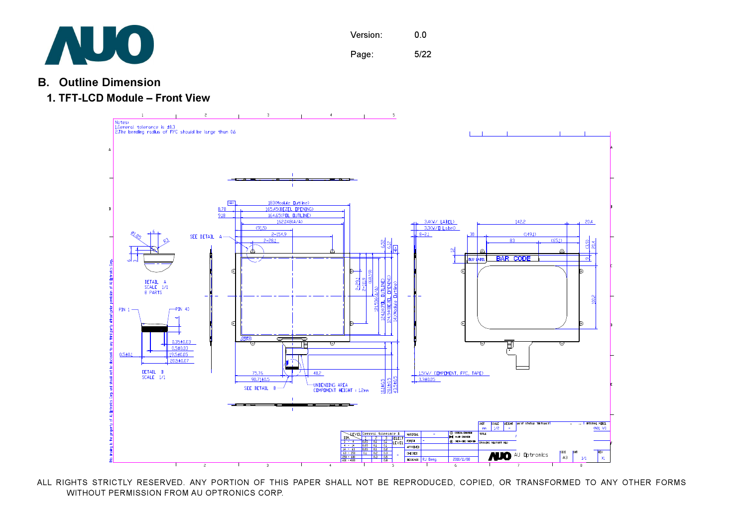## B. Outline Dimension

### 1. TFT-LCD Module – Front View

Notes:
1.General tolerance is ±0.3
2.The bending radius of FPC should be large than 0.6

SEE DETAIL A

DETAIL A
SCALE 1/1
8 PARTS

PIN 1 PIN 40

DETAIL B
SCALE 1/1

SEE DETAIL B

UNBENDING AREA
COMPONENT HEIGHT : 1.2mm

183(Module Outline)
165.45(BEZEL OPENING)
164.65(POL OUTLINE)
162.048(A/A)

124.14(POL OUTLINE)
124.94(BEZEL OPENING)
141(Module Outline)
121.536(A/A)

3.4(W/ LABEL)
3.3(W/O Label)

15(W/ COMPONENT, FPC, TAPE)

BLU LABEL
BAR CODE

ALL RIGHTS STRICTLY RESERVED. ANY PORTION OF THIS PAPER SHALL NOT BE REPRODUCED, COPIED, OR TRANSFORMED TO ANY OTHER FORMS WITHOUT PERMISSION FROM AU OPTRONICS CORP.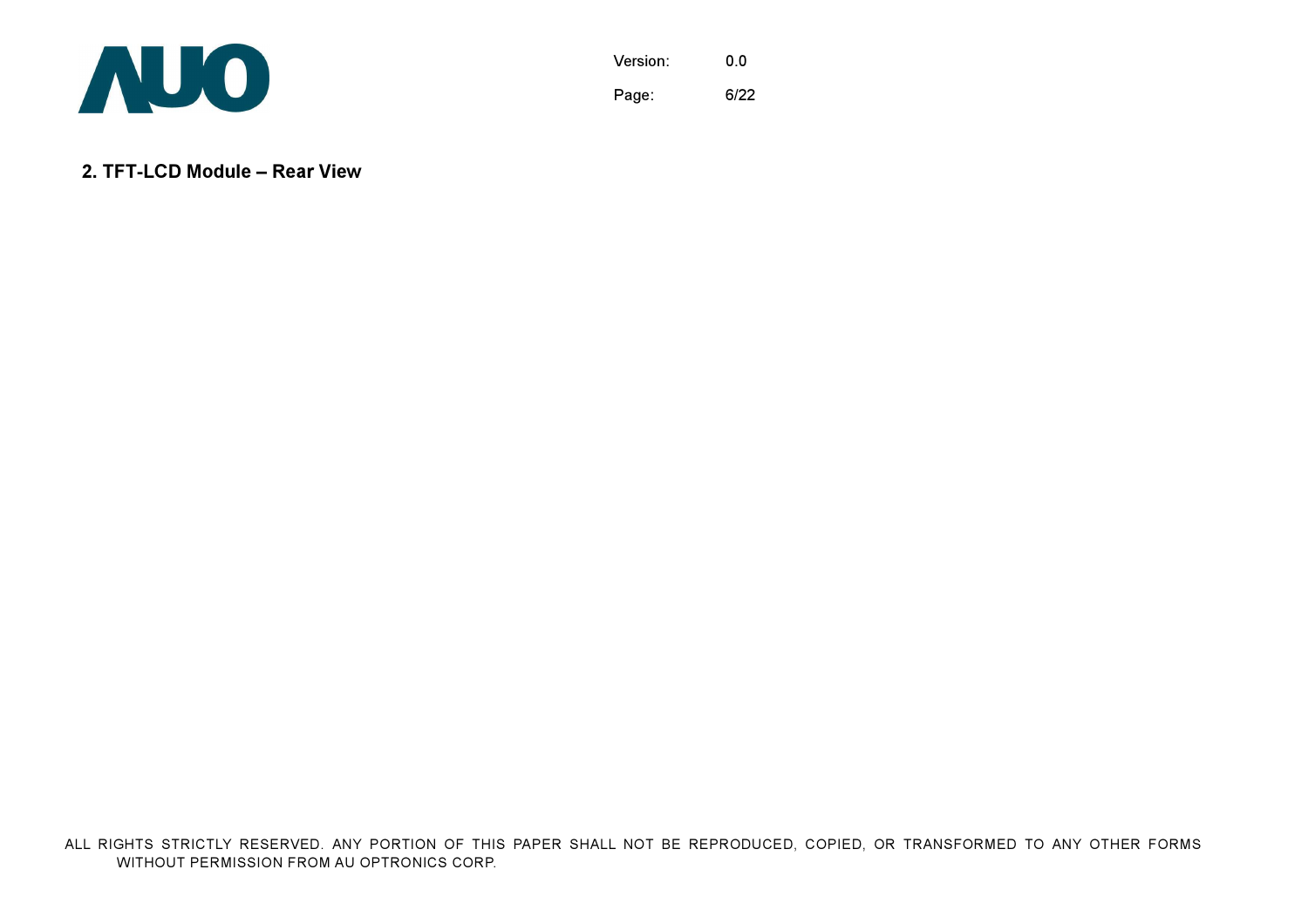## 2. TFT-LCD Module – Rear View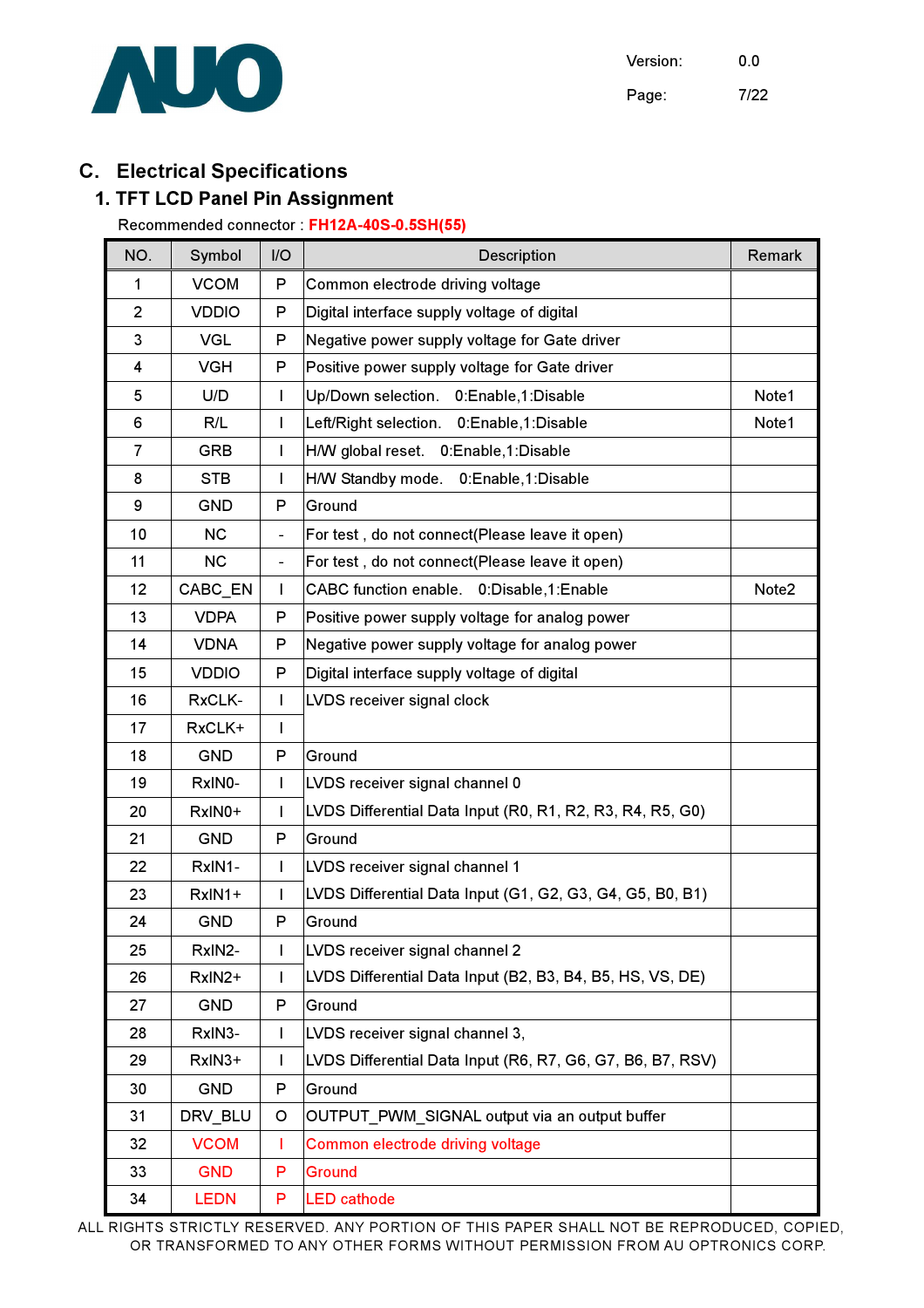## C. Electrical Specifications

### 1. TFT LCD Panel Pin Assignment

Recommended connector : FH12A-40S-0.5SH(55)

| NO. | Symbol | I/O | Description | Remark |
|---|---|---|---|---|
| 1 | VCOM | P | Common electrode driving voltage | |
| 2 | VDDIO | P | Digital interface supply voltage of digital | |
| 3 | VGL | P | Negative power supply voltage for Gate driver | |
| 4 | VGH | P | Positive power supply voltage for Gate driver | |
| 5 | U/D | I | Up/Down selection. 0:Enable,1:Disable | Note1 |
| 6 | R/L | I | Left/Right selection. 0:Enable,1:Disable | Note1 |
| 7 | GRB | I | H/W global reset. 0:Enable,1:Disable | |
| 8 | STB | I | H/W Standby mode. 0:Enable,1:Disable | |
| 9 | GND | P | Ground | |
| 10 | NC | - | For test , do not connect(Please leave it open) | |
| 11 | NC | - | For test , do not connect(Please leave it open) | |
| 12 | CABC_EN | I | CABC function enable. 0:Disable,1:Enable | Note2 |
| 13 | VDPA | P | Positive power supply voltage for analog power | |
| 14 | VDNA | P | Negative power supply voltage for analog power | |
| 15 | VDDIO | P | Digital interface supply voltage of digital | |
| 16 | RxCLK- | I | LVDS receiver signal clock | |
| 17 | RxCLK+ | I | | |
| 18 | GND | P | Ground | |
| 19 | RxIN0- | I | LVDS receiver signal channel 0 | |
| 20 | RxIN0+ | I | LVDS Differential Data Input (R0, R1, R2, R3, R4, R5, G0) | |
| 21 | GND | P | Ground | |
| 22 | RxIN1- | I | LVDS receiver signal channel 1 | |
| 23 | RxIN1+ | I | LVDS Differential Data Input (G1, G2, G3, G4, G5, B0, B1) | |
| 24 | GND | P | Ground | |
| 25 | RxIN2- | I | LVDS receiver signal channel 2 | |
| 26 | RxIN2+ | I | LVDS Differential Data Input (B2, B3, B4, B5, HS, VS, DE) | |
| 27 | GND | P | Ground | |
| 28 | RxIN3- | I | LVDS receiver signal channel 3, | |
| 29 | RxIN3+ | I | LVDS Differential Data Input (R6, R7, G6, G7, B6, B7, RSV) | |
| 30 | GND | P | Ground | |
| 31 | DRV_BLU | O | OUTPUT_PWM_SIGNAL output via an output buffer | |
| 32 | VCOM | I | Common electrode driving voltage | |
| 33 | GND | P | Ground | |
| 34 | LEDN | P | LED cathode | |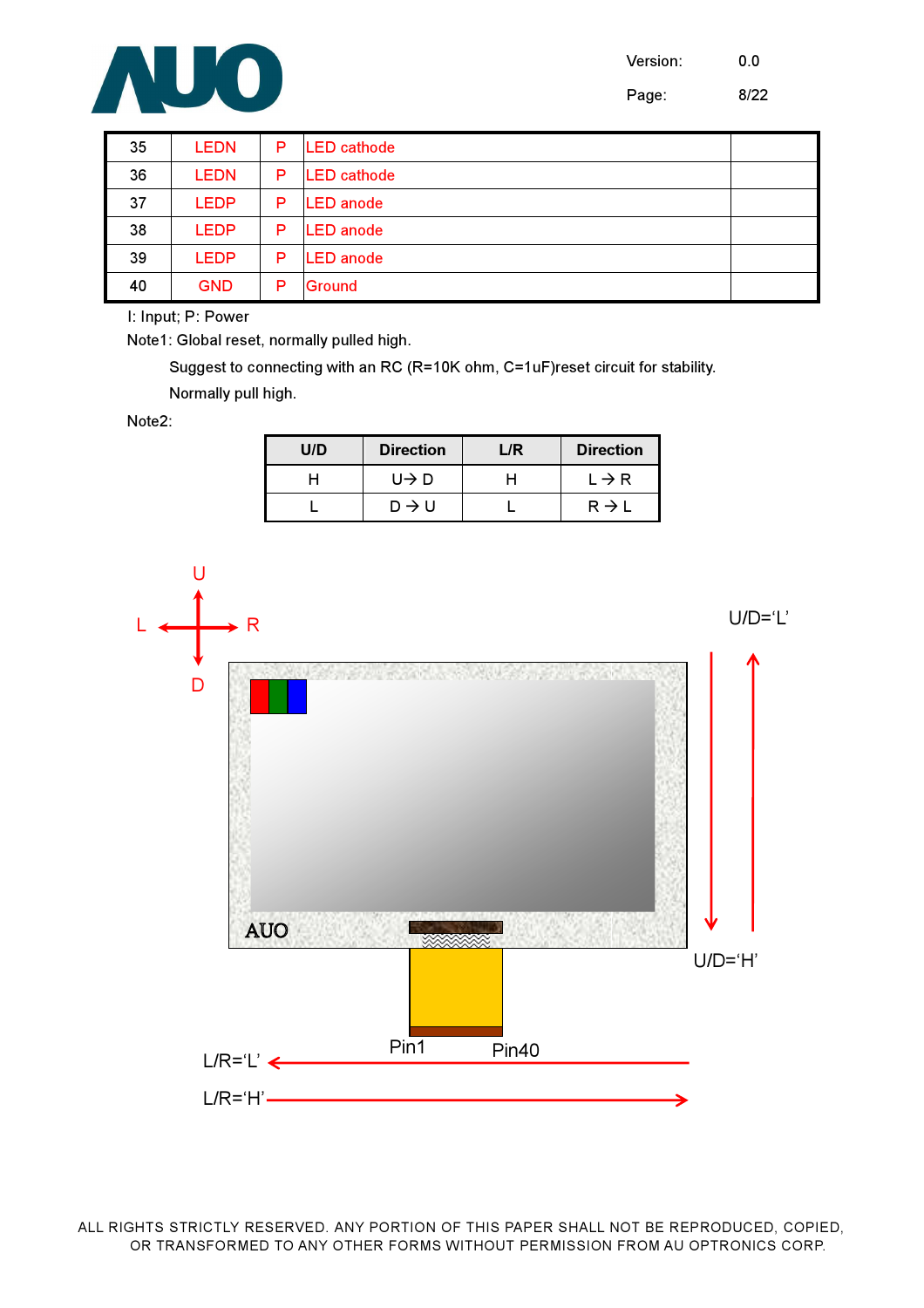| 35 | LEDN | P | LED cathode | |
|---|---|---|---|---|
| 36 | LEDN | P | LED cathode | |
| 37 | LEDP | P | LED anode | |
| 38 | LEDP | P | LED anode | |
| 39 | LEDP | P | LED anode | |
| 40 | GND | P | Ground | |

I: Input; P: Power

Note1: Global reset, normally pulled high.

Suggest to connecting with an RC (R=10K ohm, C=1uF)reset circuit for stability.

Normally pull high.

Note2:

| U/D | Direction | L/R | Direction |
|---|---|---|---|
| H | U→ D | H | L → R |
| L | D → U | L | R → L |

U

L R

D

U/D='L'

U/D='H'

AUO

Pin1 Pin40

L/R='L'

L/R='H'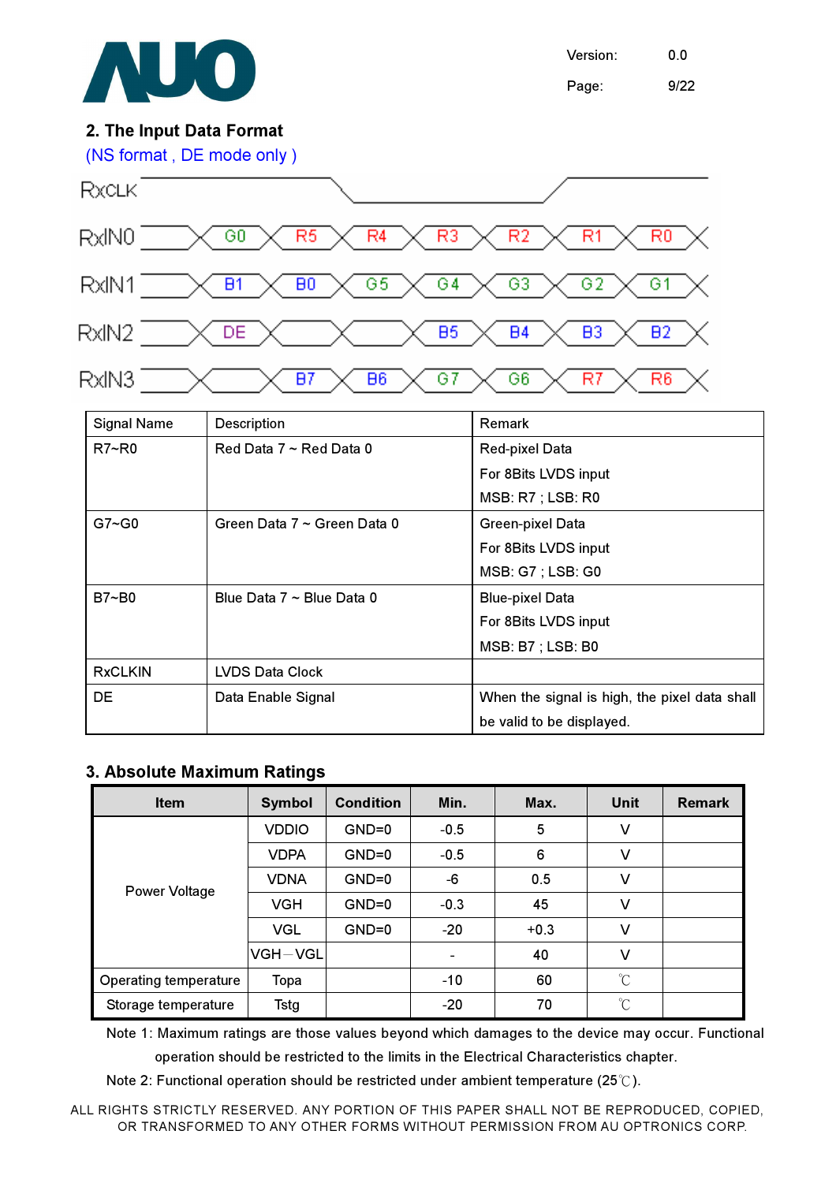## 2. The Input Data Format

(NS format , DE mode only )

RxCLK

| RxIN0 | G0 | R5 | R4 | R3 | R2 | R1 | R0 |
|---|---|---|---|---|---|---|---|
| RxIN1 | B1 | B0 | G5 | G4 | G3 | G2 | G1 |
| RxIN2 | DE | | | B5 | B4 | B3 | B2 |
| RxIN3 | | B7 | B6 | G7 | G6 | R7 | R6 |

| Signal Name | Description | Remark |
|---|---|---|
| R7~R0 | Red Data 7 ~ Red Data 0 | Red-pixel Data<br>For 8Bits LVDS input<br>MSB: R7 ; LSB: R0 |
| G7~G0 | Green Data 7 ~ Green Data 0 | Green-pixel Data<br>For 8Bits LVDS input<br>MSB: G7 ; LSB: G0 |
| B7~B0 | Blue Data 7 ~ Blue Data 0 | Blue-pixel Data<br>For 8Bits LVDS input<br>MSB: B7 ; LSB: B0 |
| RxCLKIN | LVDS Data Clock | |
| DE | Data Enable Signal | When the signal is high, the pixel data shall be valid to be displayed. |

## 3. Absolute Maximum Ratings

| Item | Symbol | Condition | Min. | Max. | Unit | Remark |
|---|---|---|---|---|---|---|
| Power Voltage | VDDIO | GND=0 | -0.5 | 5 | V | |
| | VDPA | GND=0 | -0.5 | 6 | V | |
| | VDNA | GND=0 | -6 | 0.5 | V | |
| | VGH | GND=0 | -0.3 | 45 | V | |
| | VGL | GND=0 | -20 | +0.3 | V | |
| | VGH－VGL | | - | 40 | V | |
| Operating temperature | Topa | | -10 | 60 | ℃ | |
| Storage temperature | Tstg | | -20 | 70 | ℃ | |

Note 1: Maximum ratings are those values beyond which damages to the device may occur. Functional operation should be restricted to the limits in the Electrical Characteristics chapter.

Note 2: Functional operation should be restricted under ambient temperature (25℃).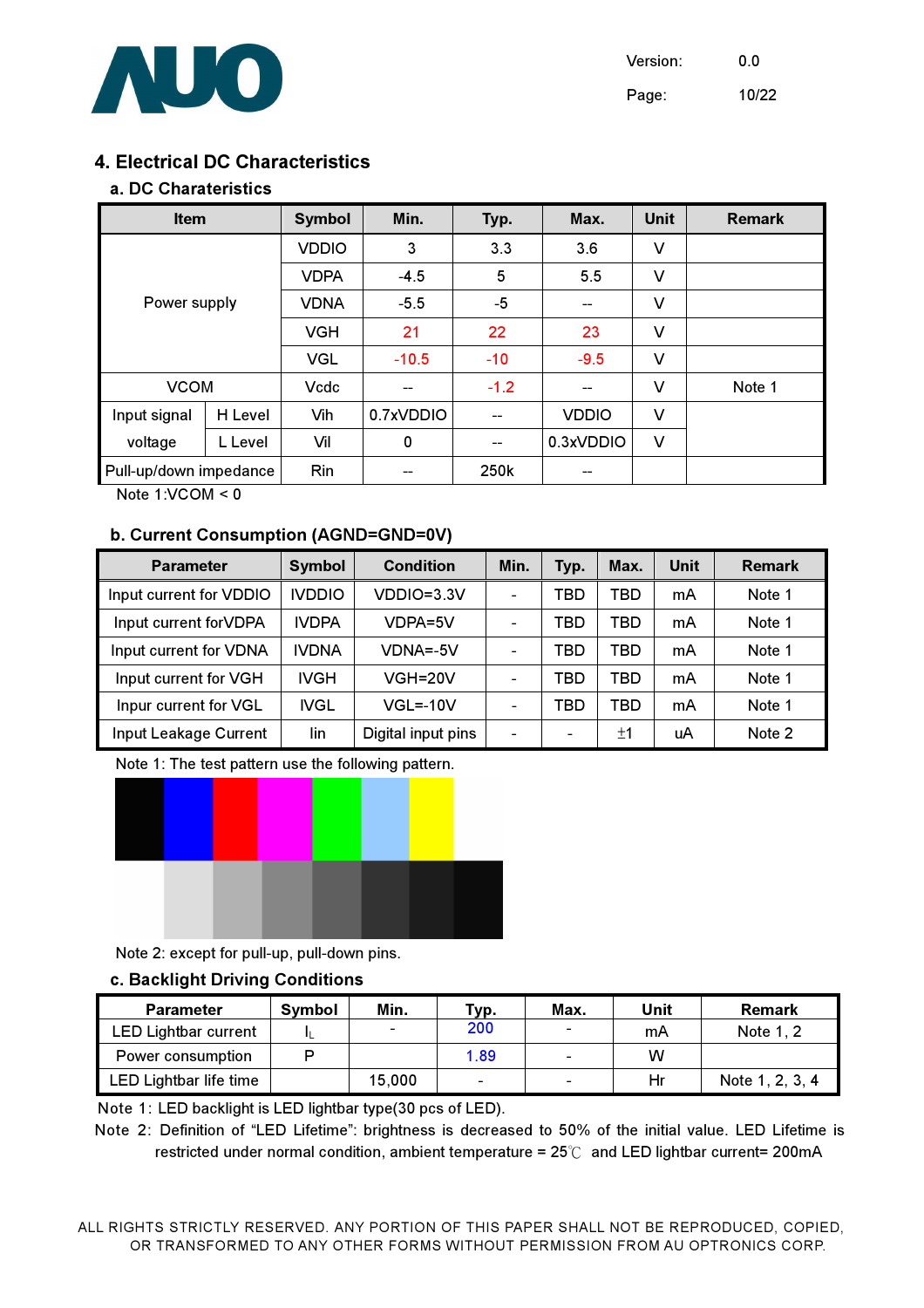## 4. Electrical DC Characteristics

### a. DC Charateristics

| Item | | Symbol | Min. | Typ. | Max. | Unit | Remark |
|---|---|---|---|---|---|---|---|
| Power supply | | VDDIO | 3 | 3.3 | 3.6 | V | |
| | | VDPA | -4.5 | 5 | 5.5 | V | |
| | | VDNA | -5.5 | -5 | -- | V | |
| | | VGH | 21 | 22 | 23 | V | |
| | | VGL | -10.5 | -10 | -9.5 | V | |
| VCOM | | Vcdc | -- | -1.2 | -- | V | Note 1 |
| Input signal voltage | H Level | Vih | 0.7xVDDIO | -- | VDDIO | V | |
| | L Level | Vil | 0 | -- | 0.3xVDDIO | V | |
| Pull-up/down impedance | | Rin | -- | 250k | -- | | |

Note 1:VCOM < 0

### b. Current Consumption (AGND=GND=0V)

| Parameter | Symbol | Condition | Min. | Typ. | Max. | Unit | Remark |
|---|---|---|---|---|---|---|---|
| Input current for VDDIO | IVDDIO | VDDIO=3.3V | - | TBD | TBD | mA | Note 1 |
| Input current forVDPA | IVDPA | VDPA=5V | - | TBD | TBD | mA | Note 1 |
| Input current for VDNA | IVDNA | VDNA=-5V | - | TBD | TBD | mA | Note 1 |
| Input current for VGH | IVGH | VGH=20V | - | TBD | TBD | mA | Note 1 |
| Inpur current for VGL | IVGL | VGL=-10V | - | TBD | TBD | mA | Note 1 |
| Input Leakage Current | Iin | Digital input pins | - | - | ±1 | uA | Note 2 |

Note 1: The test pattern use the following pattern.

Note 2: except for pull-up, pull-down pins.

### c. Backlight Driving Conditions

| Parameter | Symbol | Min. | Typ. | Max. | Unit | Remark |
|---|---|---|---|---|---|---|
| LED Lightbar current | $I_L$ | - | 200 | - | mA | Note 1, 2 |
| Power consumption | P | | 1.89 | - | W | |
| LED Lightbar life time | | 15,000 | - | - | Hr | Note 1, 2, 3, 4 |

Note 1: LED backlight is LED lightbar type(30 pcs of LED).

Note 2: Definition of "LED Lifetime": brightness is decreased to 50% of the initial value. LED Lifetime is restricted under normal condition, ambient temperature = 25℃ and LED lightbar current= 200mA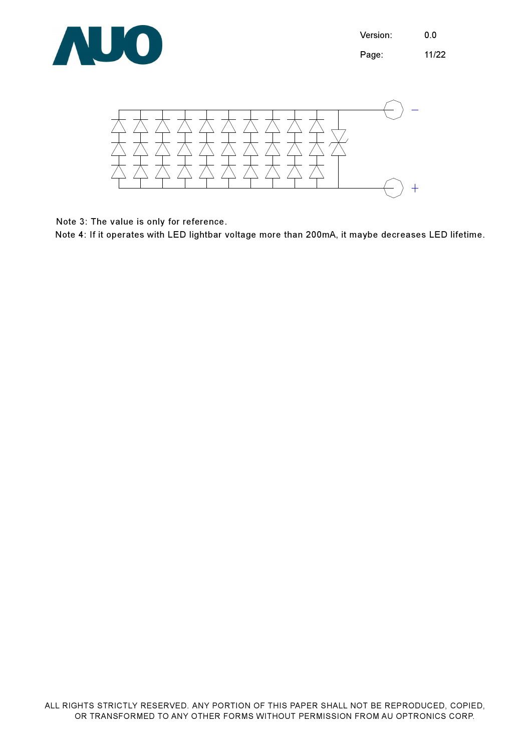Note 3: The value is only for reference.

Note 4: If it operates with LED lightbar voltage more than 200mA, it maybe decreases LED lifetime.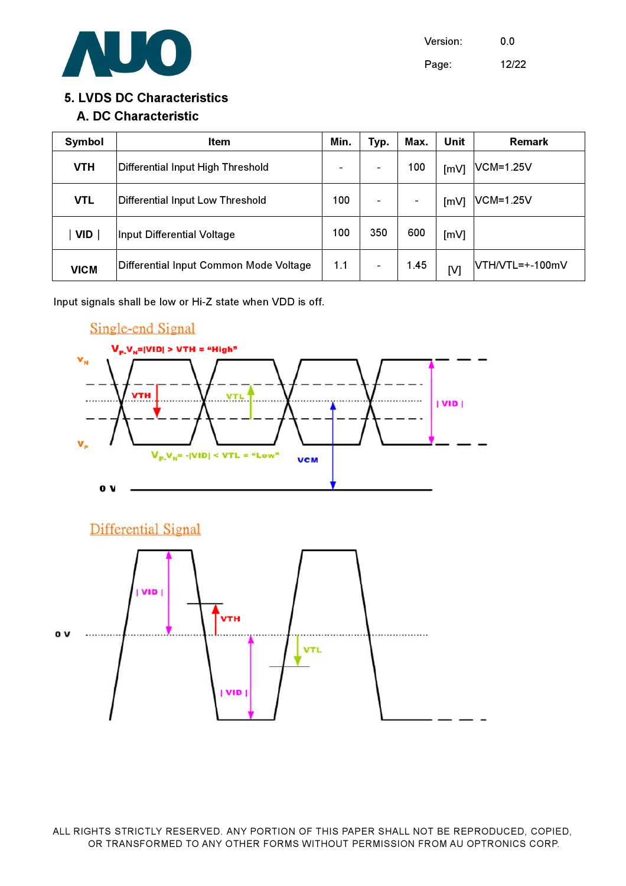## 5. LVDS DC Characteristics

### A. DC Characteristic

| Symbol | Item | Min. | Typ. | Max. | Unit | Remark |
|---|---|---|---|---|---|---|
| VTH | Differential Input High Threshold | - | - | 100 | [mV] | VCM=1.25V |
| VTL | Differential Input Low Threshold | 100 | - | - | [mV] | VCM=1.25V |
| \| VID \| | Input Differential Voltage | 100 | 350 | 600 | [mV] | |
| VICM | Differential Input Common Mode Voltage | 1.1 | - | 1.45 | [V] | VTH/VTL=+-100mV |

Input signals shall be low or Hi-Z state when VDD is off.

Single-end Signal

Differential Signal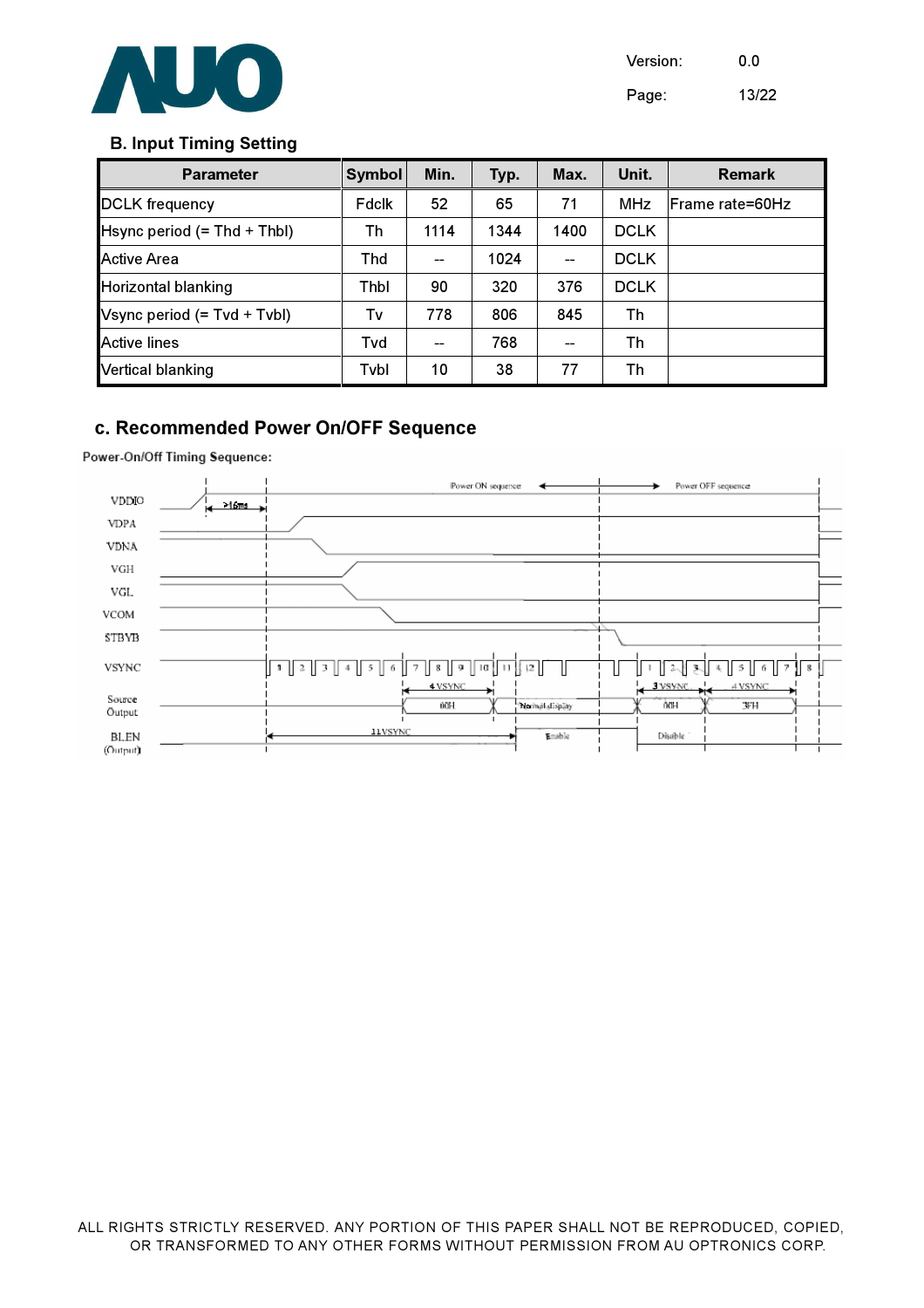### B. Input Timing Setting

| Parameter | Symbol | Min. | Typ. | Max. | Unit. | Remark |
|---|---|---|---|---|---|---|
| DCLK frequency | Fdclk | 52 | 65 | 71 | MHz | Frame rate=60Hz |
| Hsync period (= Thd + Thbl) | Th | 1114 | 1344 | 1400 | DCLK | |
| Active Area | Thd | -- | 1024 | -- | DCLK | |
| Horizontal blanking | Thbl | 90 | 320 | 376 | DCLK | |
| Vsync period (= Tvd + Tvbl) | Tv | 778 | 806 | 845 | Th | |
| Active lines | Tvd | -- | 768 | -- | Th | |
| Vertical blanking | Tvbl | 10 | 38 | 77 | Th | |

### c. Recommended Power On/OFF Sequence

Power-On/Off Timing Sequence:

VDDIO, VDPA, VDNA, VGH, VGL, VCOM, STBYB, VSYNC, Source Output, BLEN (Output)

>16ms

Power ON sequence | Power OFF sequence

4 VSYNC, 00H, Normal display, 3 VSYNC, 00H, 4 VSYNC, 3FH

11 VSYNC, Enable, Disable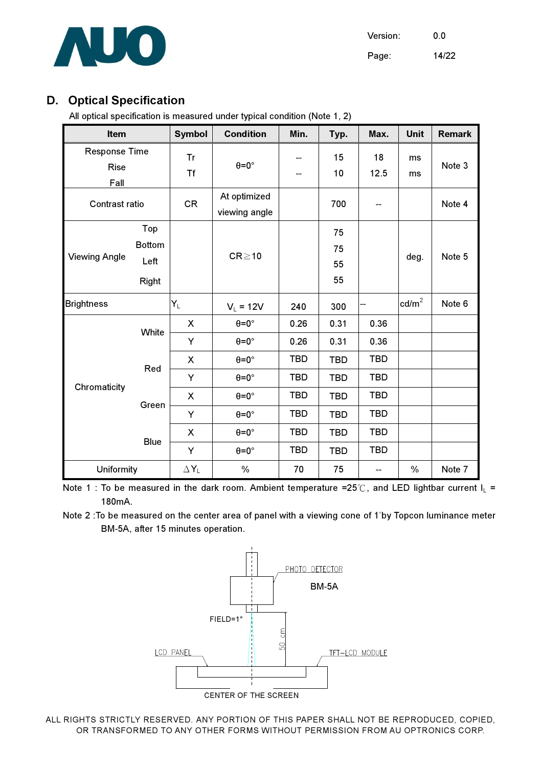## D. Optical Specification

All optical specification is measured under typical condition (Note 1, 2)

| Item | | Symbol | Condition | Min. | Typ. | Max. | Unit | Remark |
|---|---|---|---|---|---|---|---|---|
| Response Time | Rise | Tr | θ=0° | -- | 15 | 18 | ms | Note 3 |
| | Fall | Tf | | -- | 10 | 12.5 | ms | |
| Contrast ratio | | CR | At optimized viewing angle | | 700 | -- | | Note 4 |
| Viewing Angle | Top | | CR≧10 | | 75 | | deg. | Note 5 |
| | Bottom | | | | 75 | | | |
| | Left | | | | 55 | | | |
| | Right | | | | 55 | | | |
| Brightness | | $Y_L$ | $V_L$ = 12V | 240 | 300 | -- | cd/m$^2$ | Note 6 |
| Chromaticity | White | X | θ=0° | 0.26 | 0.31 | 0.36 | | |
| | | Y | θ=0° | 0.26 | 0.31 | 0.36 | | |
| | Red | X | θ=0° | TBD | TBD | TBD | | |
| | | Y | θ=0° | TBD | TBD | TBD | | |
| | Green | X | θ=0° | TBD | TBD | TBD | | |
| | | Y | θ=0° | TBD | TBD | TBD | | |
| | Blue | X | θ=0° | TBD | TBD | TBD | | |
| | | Y | θ=0° | TBD | TBD | TBD | | |
| Uniformity | | $\Delta Y_L$ | % | 70 | 75 | -- | % | Note 7 |

Note 1 : To be measured in the dark room. Ambient temperature =25℃, and LED lightbar current $I_L$ = 180mA.

Note 2 :To be measured on the center area of panel with a viewing cone of 1°by Topcon luminance meter BM-5A, after 15 minutes operation.

PHOTO DETECTOR
BM-5A
FIELD=1°
50 cm
LCD PANEL
TFT-LCD MODULE
CENTER OF THE SCREEN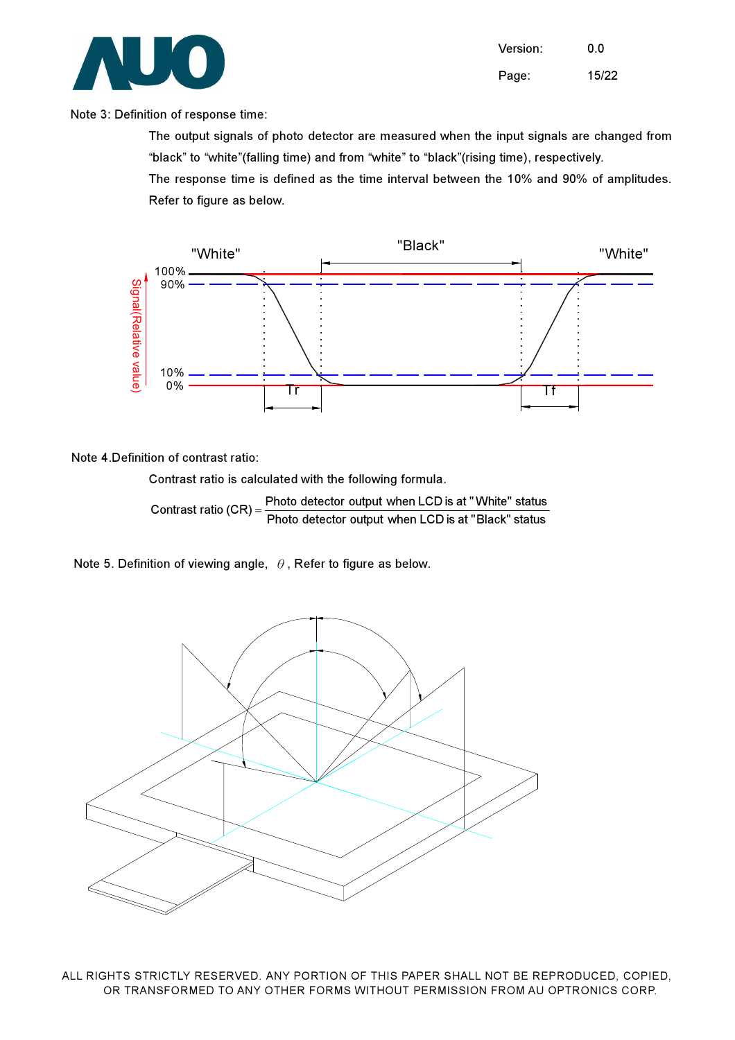Note 3: Definition of response time:

The output signals of photo detector are measured when the input signals are changed from “black” to “white”(falling time) and from “white” to “black”(rising time), respectively.

The response time is defined as the time interval between the 10% and 90% of amplitudes. Refer to figure as below.

Note 4.Definition of contrast ratio:

Contrast ratio is calculated with the following formula.

$$\text{Contrast ratio (CR)} = \frac{\text{Photo detector output when LCD is at "White" status}}{\text{Photo detector output when LCD is at "Black" status}}$$

Note 5. Definition of viewing angle, $\theta$, Refer to figure as below.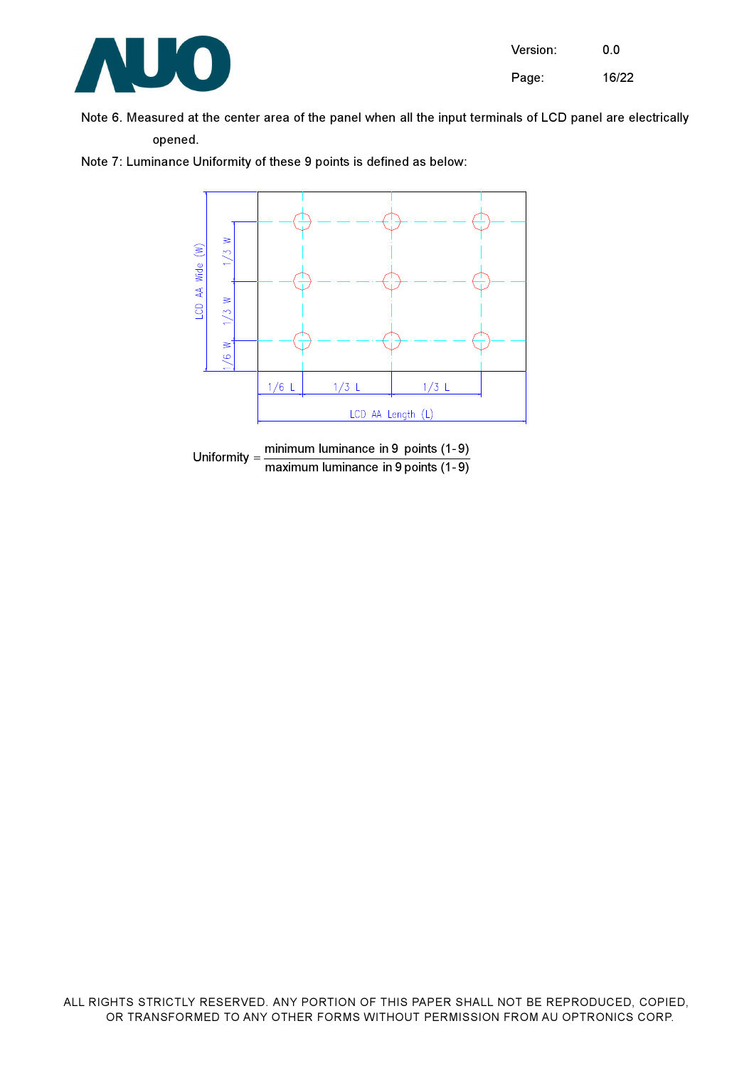Note 6. Measured at the center area of the panel when all the input terminals of LCD panel are electrically opened.

Note 7: Luminance Uniformity of these 9 points is defined as below:

$$\text{Uniformity} = \frac{\text{minimum luminance in 9 points (1-9)}}{\text{maximum luminance in 9 points (1-9)}}$$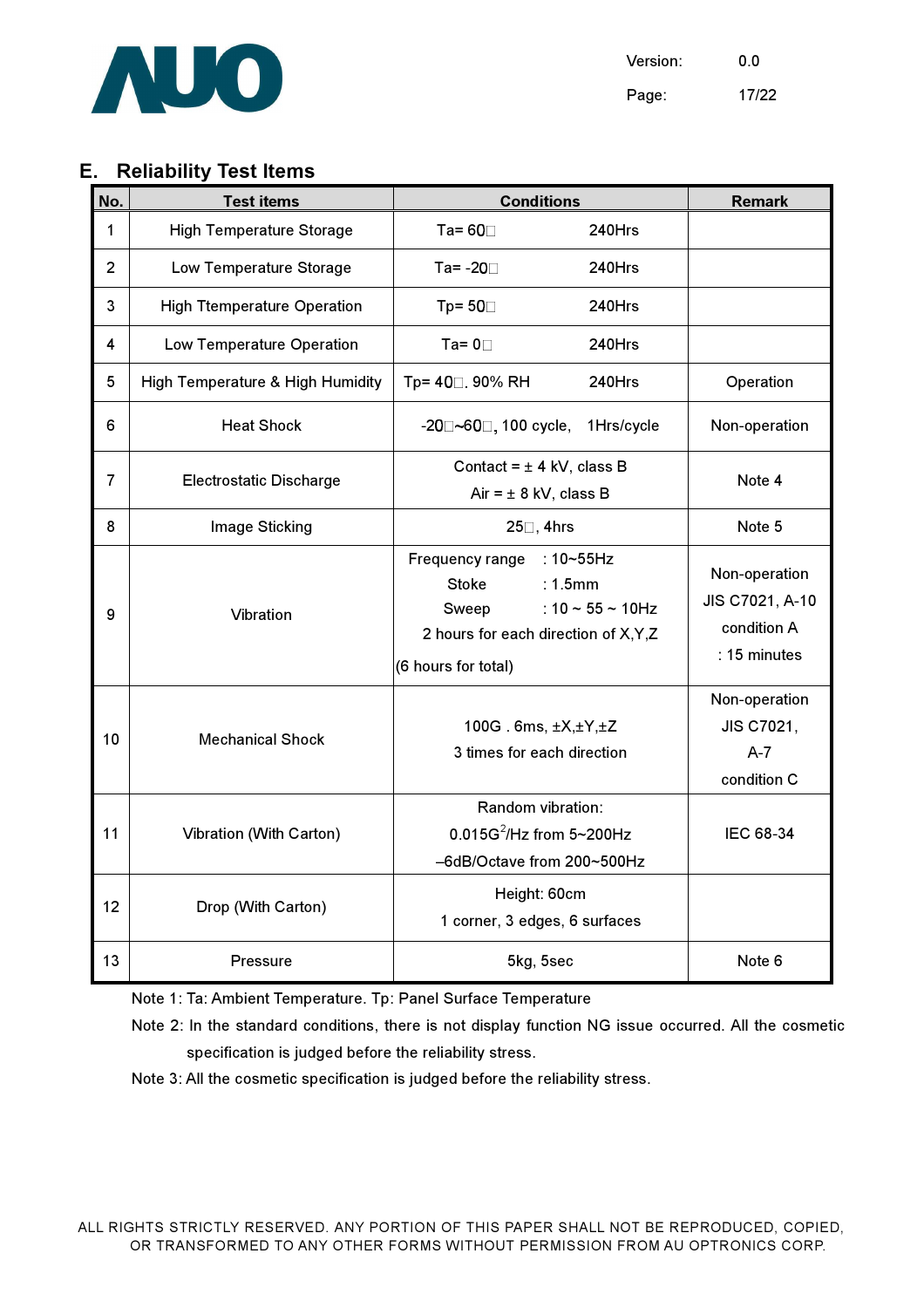## E. Reliability Test Items

| No. | Test items | Conditions | Remark |
|---|---|---|---|
| 1 | High Temperature Storage | Ta= 60□ 240Hrs | |
| 2 | Low Temperature Storage | Ta= -20□ 240Hrs | |
| 3 | High Ttemperature Operation | Tp= 50□ 240Hrs | |
| 4 | Low Temperature Operation | Ta= 0□ 240Hrs | |
| 5 | High Temperature & High Humidity | Tp= 40□. 90% RH 240Hrs | Operation |
| 6 | Heat Shock | -20□~60□, 100 cycle, 1Hrs/cycle | Non-operation |
| 7 | Electrostatic Discharge | Contact = ± 4 kV, class B<br>Air = ± 8 kV, class B | Note 4 |
| 8 | Image Sticking | 25□, 4hrs | Note 5 |
| 9 | Vibration | Frequency range : 10~55Hz<br>Stoke : 1.5mm<br>Sweep : 10 ~ 55 ~ 10Hz<br>2 hours for each direction of X,Y,Z<br>(6 hours for total) | Non-operation<br>JIS C7021, A-10<br>condition A<br>: 15 minutes |
| 10 | Mechanical Shock | 100G . 6ms, ±X,±Y,±Z<br>3 times for each direction | Non-operation<br>JIS C7021,<br>A-7<br>condition C |
| 11 | Vibration (With Carton) | Random vibration:<br>0.015G$^2$/Hz from 5~200Hz<br>–6dB/Octave from 200~500Hz | IEC 68-34 |
| 12 | Drop (With Carton) | Height: 60cm<br>1 corner, 3 edges, 6 surfaces | |
| 13 | Pressure | 5kg, 5sec | Note 6 |

Note 1: Ta: Ambient Temperature. Tp: Panel Surface Temperature

Note 2: In the standard conditions, there is not display function NG issue occurred. All the cosmetic specification is judged before the reliability stress.

Note 3: All the cosmetic specification is judged before the reliability stress.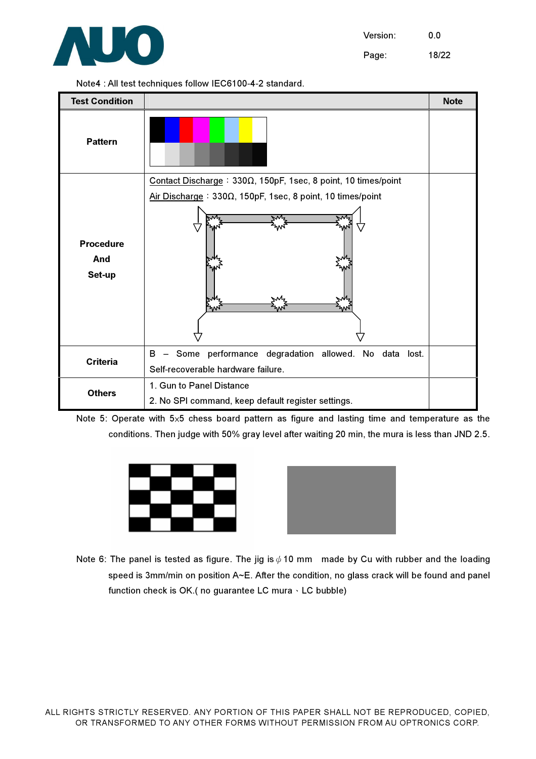Note4 : All test techniques follow IEC6100-4-2 standard.

| Test Condition | | Note |
|---|---|---|
| **Pattern** | | |
| **Procedure And Set-up** | Contact Discharge：330Ω, 150pF, 1sec, 8 point, 10 times/point<br>Air Discharge：330Ω, 150pF, 1sec, 8 point, 10 times/point | |
| **Criteria** | B – Some performance degradation allowed. No data lost. Self-recoverable hardware failure. | |
| **Others** | 1. Gun to Panel Distance<br>2. No SPI command, keep default register settings. | |

Note 5: Operate with 5x5 chess board pattern as figure and lasting time and temperature as the conditions. Then judge with 50% gray level after waiting 20 min, the mura is less than JND 2.5.

Note 6: The panel is tested as figure. The jig is ϕ10 mm made by Cu with rubber and the loading speed is 3mm/min on position A~E. After the condition, no glass crack will be found and panel function check is OK.( no guarantee LC mura、LC bubble)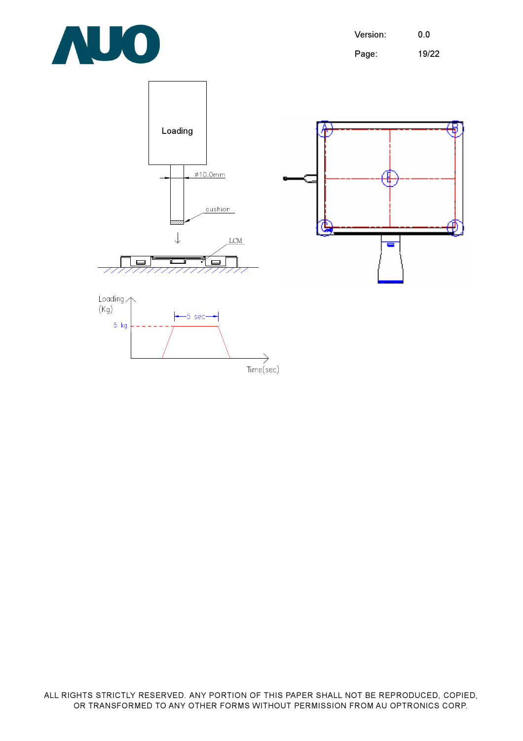Loading

ø10.0mm

cushion

LCM

Loading (Kg)

5 kg

5 sec

Time(sec)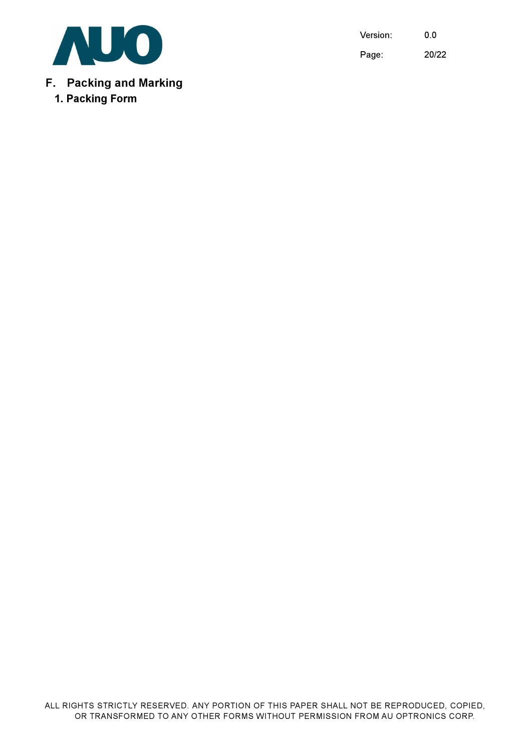## F. Packing and Marking

### 1. Packing Form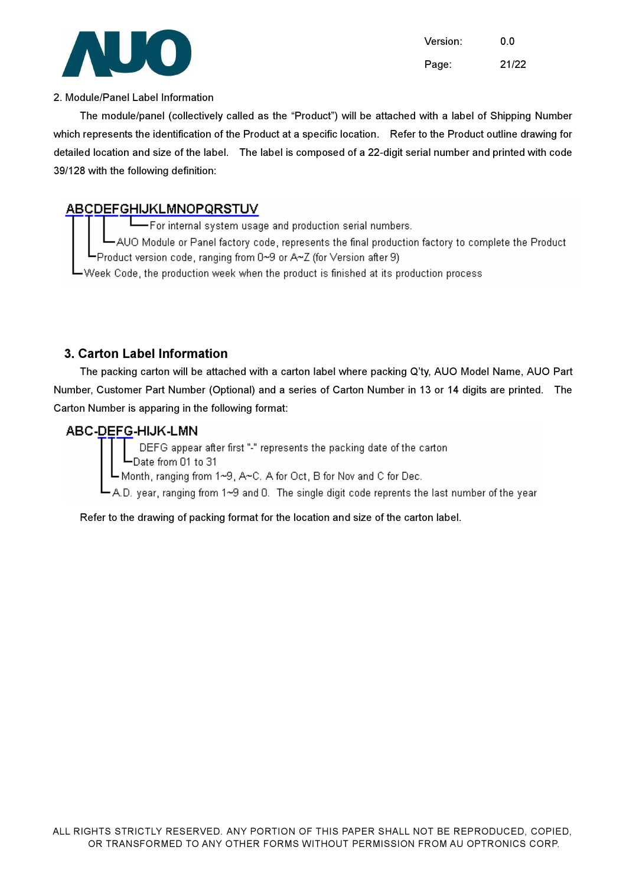2. Module/Panel Label Information

The module/panel (collectively called as the “Product”) will be attached with a label of Shipping Number which represents the identification of the Product at a specific location. Refer to the Product outline drawing for detailed location and size of the label. The label is composed of a 22-digit serial number and printed with code 39/128 with the following definition:

ABCDEFGHIJKLMNOPQRSTUV

- For internal system usage and production serial numbers.
- AUO Module or Panel factory code, represents the final production factory to complete the Product
- Product version code, ranging from 0~9 or A~Z (for Version after 9)
- Week Code, the production week when the product is finished at its production process

## 3. Carton Label Information

The packing carton will be attached with a carton label where packing Q'ty, AUO Model Name, AUO Part Number, Customer Part Number (Optional) and a series of Carton Number in 13 or 14 digits are printed. The Carton Number is apparing in the following format:

ABC-DEFG-HIJK-LMN

- DEFG appear after first "-" represents the packing date of the carton
- Date from 01 to 31
- Month, ranging from 1~9, A~C. A for Oct, B for Nov and C for Dec.
- A.D. year, ranging from 1~9 and 0. The single digit code reprents the last number of the year

Refer to the drawing of packing format for the location and size of the carton label.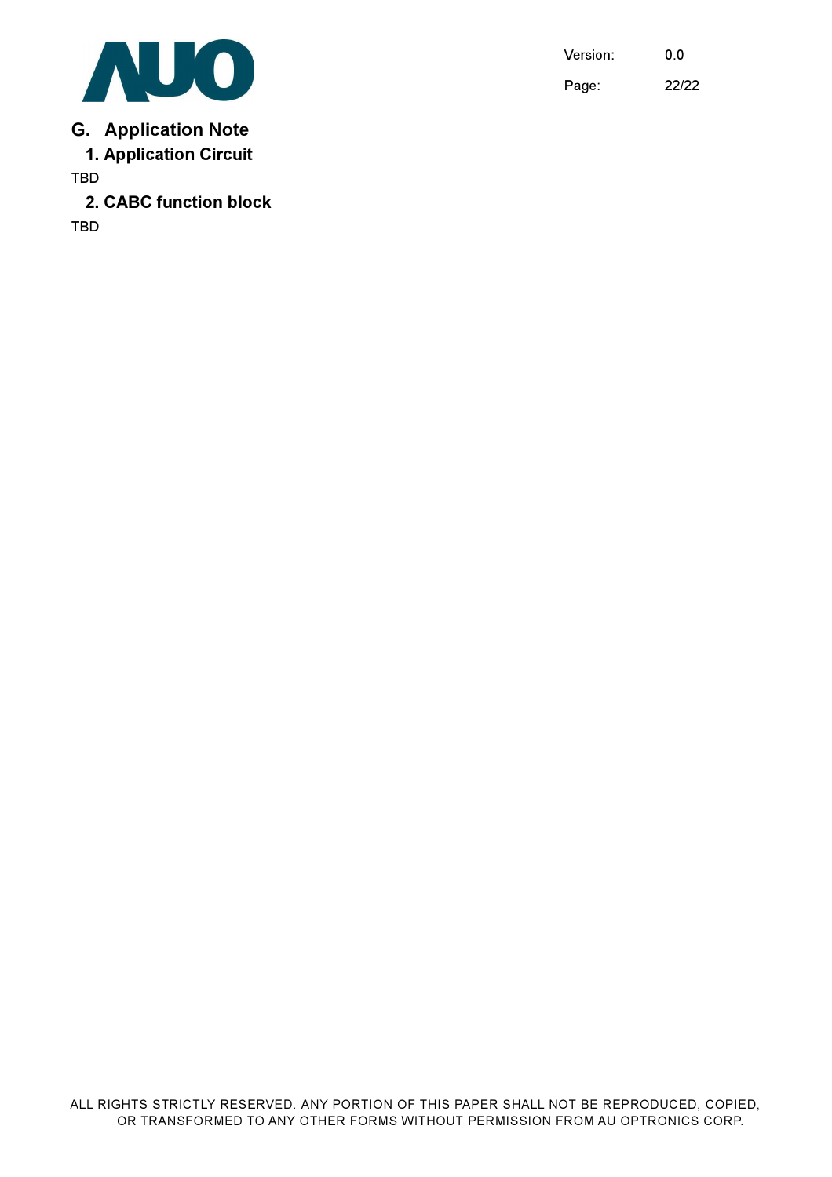## G. Application Note

### 1. Application Circuit

TBD

### 2. CABC function block

TBD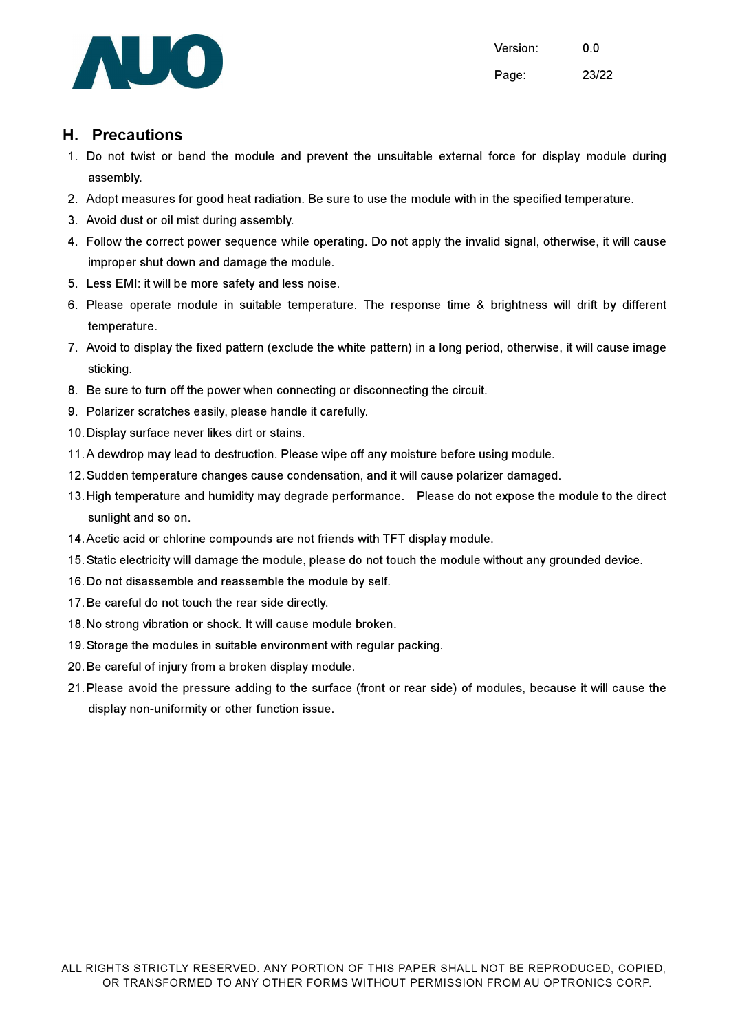## H. Precautions

1. Do not twist or bend the module and prevent the unsuitable external force for display module during assembly.
2. Adopt measures for good heat radiation. Be sure to use the module with in the specified temperature.
3. Avoid dust or oil mist during assembly.
4. Follow the correct power sequence while operating. Do not apply the invalid signal, otherwise, it will cause improper shut down and damage the module.
5. Less EMI: it will be more safety and less noise.
6. Please operate module in suitable temperature. The response time & brightness will drift by different temperature.
7. Avoid to display the fixed pattern (exclude the white pattern) in a long period, otherwise, it will cause image sticking.
8. Be sure to turn off the power when connecting or disconnecting the circuit.
9. Polarizer scratches easily, please handle it carefully.
10. Display surface never likes dirt or stains.
11. A dewdrop may lead to destruction. Please wipe off any moisture before using module.
12. Sudden temperature changes cause condensation, and it will cause polarizer damaged.
13. High temperature and humidity may degrade performance. Please do not expose the module to the direct sunlight and so on.
14. Acetic acid or chlorine compounds are not friends with TFT display module.
15. Static electricity will damage the module, please do not touch the module without any grounded device.
16. Do not disassemble and reassemble the module by self.
17. Be careful do not touch the rear side directly.
18. No strong vibration or shock. It will cause module broken.
19. Storage the modules in suitable environment with regular packing.
20. Be careful of injury from a broken display module.
21. Please avoid the pressure adding to the surface (front or rear side) of modules, because it will cause the display non-uniformity or other function issue.